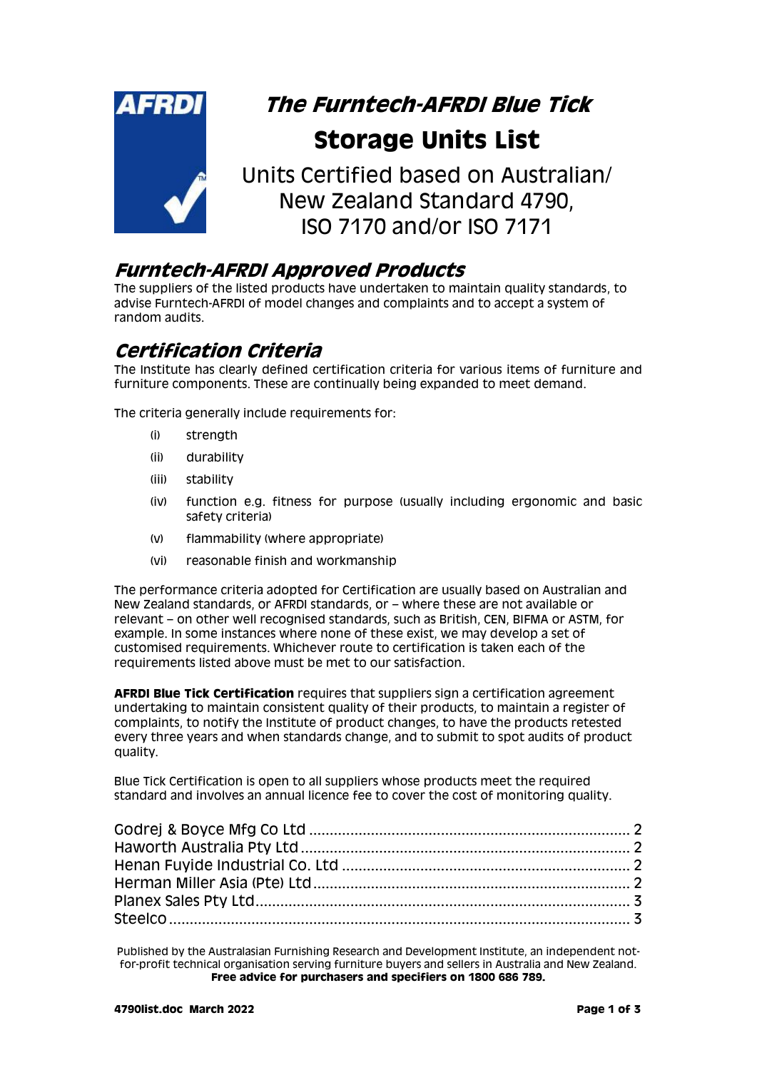# The Furntech-AFRDI Blue Tick

# Storage Units List

Units Certified based on Australian/ New Zealand Standard 4790, ISO 7170 and/or ISO 7171

## Furntech-AFRDI Approved Products

The suppliers of the listed products have undertaken to maintain quality standards, to advise Furntech-AFRDI of model changes and complaints and to accept a system of random audits.

## Certification Criteria

The Institute has clearly defined certification criteria for various items of furniture and furniture components. These are continually being expanded to meet demand.

The criteria generally include requirements for:

- (i) strength
- (ii) durability
- (iii) stability
- (iv) function e.g. fitness for purpose (usually including ergonomic and basic safety criteria)
- (v) flammability (where appropriate)
- (vi) reasonable finish and workmanship

The performance criteria adopted for Certification are usually based on Australian and New Zealand standards, or AFRDI standards, or – where these are not available or relevant – on other well recognised standards, such as British, CEN, BIFMA or ASTM, for example. In some instances where none of these exist, we may develop a set of customised requirements. Whichever route to certification is taken each of the requirements listed above must be met to our satisfaction.

**AFRDI Blue Tick Certification** requires that suppliers sign a certification agreement undertaking to maintain consistent quality of their products, to maintain a register of complaints, to notify the Institute of product changes, to have the products retested every three years and when standards change, and to submit to spot audits of product quality.

Blue Tick Certification is open to all suppliers whose products meet the required standard and involves an annual licence fee to cover the cost of monitoring quality.

Godrej & Boyce Mfg Co Ltd .......... 2
Haworth Australia Pty Ltd .......... 2
Henan Fuyide Industrial Co. Ltd .......... 2
Herman Miller Asia (Pte) Ltd .......... 2
Planex Sales Pty Ltd .......... 3
Steelco .......... 3

Published by the Australasian Furnishing Research and Development Institute, an independent not-for-profit technical organisation serving furniture buyers and sellers in Australia and New Zealand.
**Free advice for purchasers and specifiers on 1800 686 789.**

**4790list.doc March 2022**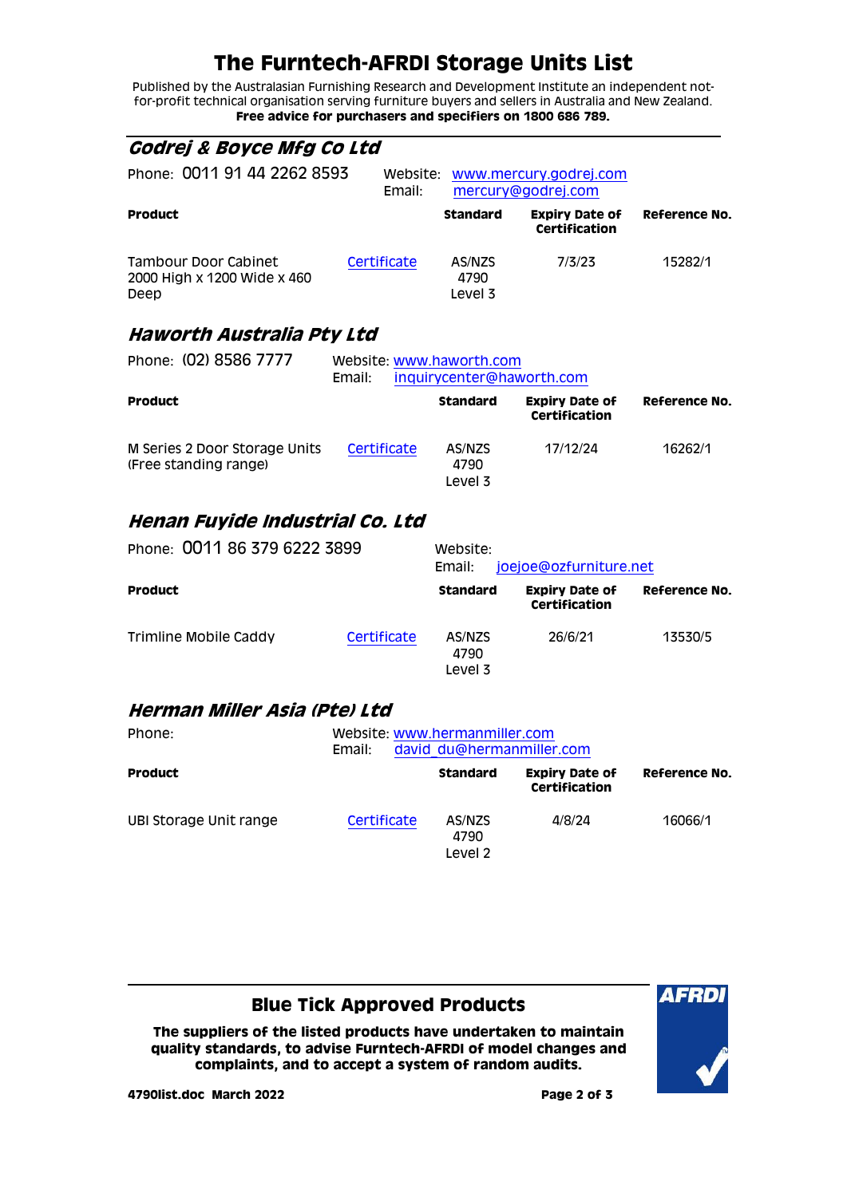# The Furntech-AFRDI Storage Units List

Published by the Australasian Furnishing Research and Development Institute an independent not-for-profit technical organisation serving furniture buyers and sellers in Australia and New Zealand.
**Free advice for purchasers and specifiers on 1800 686 789.**

## *Godrej & Boyce Mfg Co Ltd*

Phone: 0011 91 44 2262 8593 Website: www.mercury.godrej.com
Email: mercury@godrej.com

| Product | | Standard | Expiry Date of Certification | Reference No. |
|---|---|---|---|---|
| Tambour Door Cabinet 2000 High x 1200 Wide x 460 Deep | Certificate | AS/NZS 4790 Level 3 | 7/3/23 | 15282/1 |

## *Haworth Australia Pty Ltd*

Phone: (02) 8586 7777 Website: www.haworth.com
Email: inquirycenter@haworth.com

| Product | | Standard | Expiry Date of Certification | Reference No. |
|---|---|---|---|---|
| M Series 2 Door Storage Units (Free standing range) | Certificate | AS/NZS 4790 Level 3 | 17/12/24 | 16262/1 |

## *Henan Fuyide Industrial Co. Ltd*

Phone: 0011 86 379 6222 3899 Website:
Email: joejoe@ozfurniture.net

| Product | | Standard | Expiry Date of Certification | Reference No. |
|---|---|---|---|---|
| Trimline Mobile Caddy | Certificate | AS/NZS 4790 Level 3 | 26/6/21 | 13530/5 |

## *Herman Miller Asia (Pte) Ltd*

Phone: Website: www.hermanmiller.com
Email: david_du@hermanmiller.com

| Product | | Standard | Expiry Date of Certification | Reference No. |
|---|---|---|---|---|
| UBI Storage Unit range | Certificate | AS/NZS 4790 Level 2 | 4/8/24 | 16066/1 |

## Blue Tick Approved Products

**The suppliers of the listed products have undertaken to maintain quality standards, to advise Furntech-AFRDI of model changes and complaints, and to accept a system of random audits.**

**4790list.doc March 2022**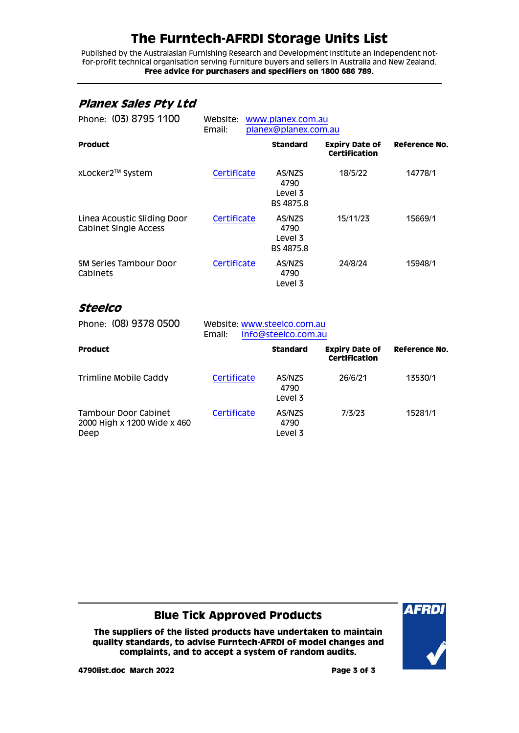# The Furntech-AFRDI Storage Units List

Published by the Australasian Furnishing Research and Development Institute an independent not-for-profit technical organisation serving furniture buyers and sellers in Australia and New Zealand.
**Free advice for purchasers and specifiers on 1800 686 789.**

## *Planex Sales Pty Ltd*

Phone: (03) 8795 1100 — Website: www.planex.com.au — Email: planex@planex.com.au

| Product | | Standard | Expiry Date of Certification | Reference No. |
|---|---|---|---|---|
| xLocker2™ System | Certificate | AS/NZS 4790 Level 3 BS 4875.8 | 18/5/22 | 14778/1 |
| Linea Acoustic Sliding Door Cabinet Single Access | Certificate | AS/NZS 4790 Level 3 BS 4875.8 | 15/11/23 | 15669/1 |
| SM Series Tambour Door Cabinets | Certificate | AS/NZS 4790 Level 3 | 24/8/24 | 15948/1 |

## *Steelco*

Phone: (08) 9378 0500 — Website: www.steelco.com.au — Email: info@steelco.com.au

| Product | | Standard | Expiry Date of Certification | Reference No. |
|---|---|---|---|---|
| Trimline Mobile Caddy | Certificate | AS/NZS 4790 Level 3 | 26/6/21 | 13530/1 |
| Tambour Door Cabinet 2000 High x 1200 Wide x 460 Deep | Certificate | AS/NZS 4790 Level 3 | 7/3/23 | 15281/1 |

### Blue Tick Approved Products

**The suppliers of the listed products have undertaken to maintain quality standards, to advise Furntech-AFRDI of model changes and complaints, and to accept a system of random audits.**

**4790list.doc March 2022**